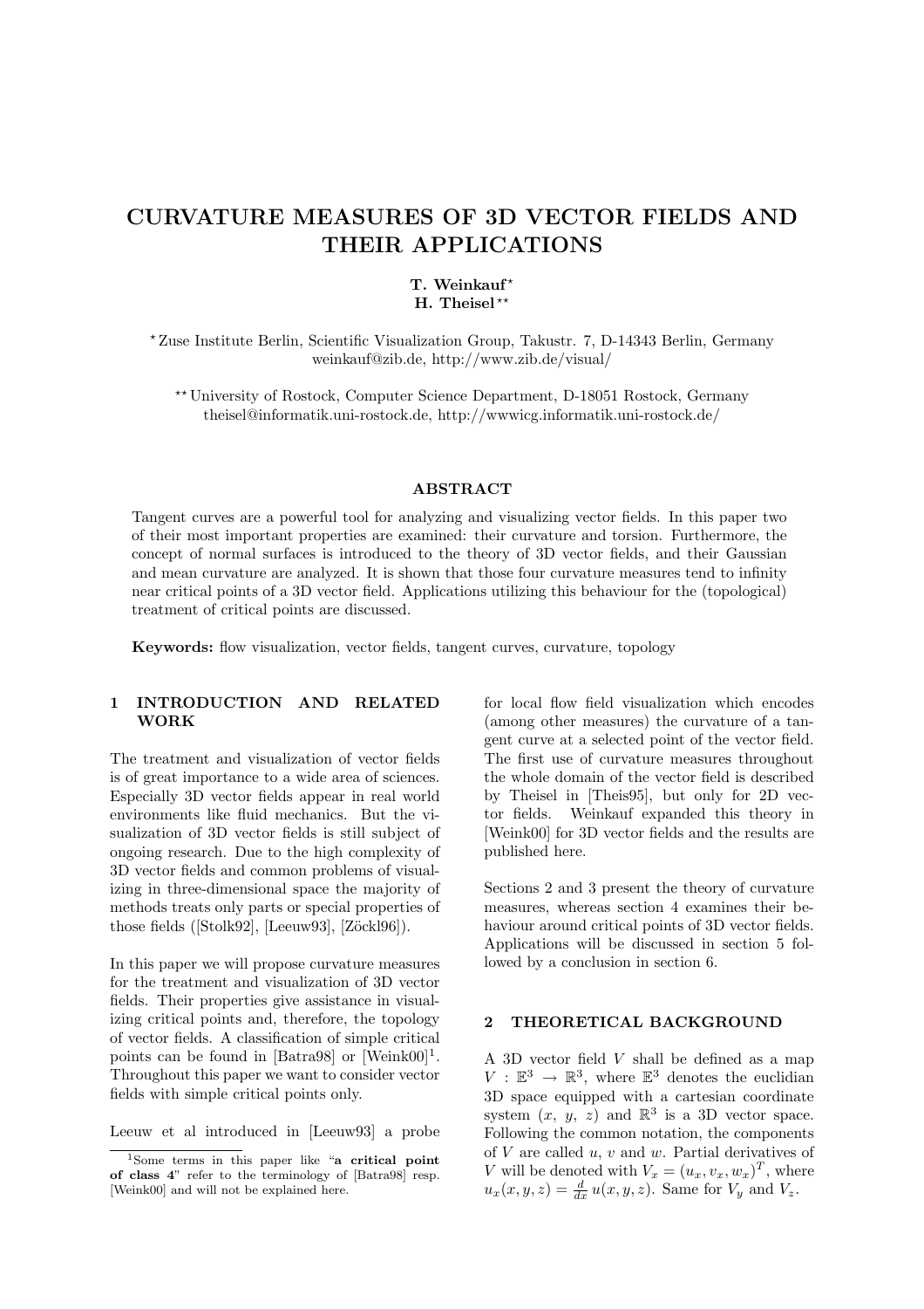# CURVATURE MEASURES OF 3D VECTOR FIELDS AND THEIR APPLICATIONS

**T. Weinkauf** [⋆]
**H. Theisel** [⋆⋆]

[⋆] Zuse Institute Berlin, Scientific Visualization Group, Takustr. 7, D-14343 Berlin, Germany
weinkauf@zib.de, http://www.zib.de/visual/

[⋆⋆] University of Rostock, Computer Science Department, D-18051 Rostock, Germany
theisel@informatik.uni-rostock.de, http://wwwicg.informatik.uni-rostock.de/

### ABSTRACT

Tangent curves are a powerful tool for analyzing and visualizing vector fields. In this paper two of their most important properties are examined: their curvature and torsion. Furthermore, the concept of normal surfaces is introduced to the theory of 3D vector fields, and their Gaussian and mean curvature are analyzed. It is shown that those four curvature measures tend to infinity near critical points of a 3D vector field. Applications utilizing this behaviour for the (topological) treatment of critical points are discussed.

**Keywords:** flow visualization, vector fields, tangent curves, curvature, topology

## 1 INTRODUCTION AND RELATED WORK

The treatment and visualization of vector fields is of great importance to a wide area of sciences. Especially 3D vector fields appear in real world environments like fluid mechanics. But the visualization of 3D vector fields is still subject of ongoing research. Due to the high complexity of 3D vector fields and common problems of visualizing in three-dimensional space the majority of methods treats only parts or special properties of those fields ([Stolk92], [Leeuw93], [Zöckl96]).

In this paper we will propose curvature measures for the treatment and visualization of 3D vector fields. Their properties give assistance in visualizing critical points and, therefore, the topology of vector fields. A classification of simple critical points can be found in [Batra98] or [Weink00][1]. Throughout this paper we want to consider vector fields with simple critical points only.

Leeuw et al introduced in [Leeuw93] a probe for local flow field visualization which encodes (among other measures) the curvature of a tangent curve at a selected point of the vector field. The first use of curvature measures throughout the whole domain of the vector field is described by Theisel in [Theis95], but only for 2D vector fields. Weinkauf expanded this theory in [Weink00] for 3D vector fields and the results are published here.

Sections 2 and 3 present the theory of curvature measures, whereas section 4 examines their behaviour around critical points of 3D vector fields. Applications will be discussed in section 5 followed by a conclusion in section 6.

## 2 THEORETICAL BACKGROUND

A 3D vector field $V$ shall be defined as a map $V : \mathbb{E}^3 \rightarrow \mathbb{R}^3$, where $\mathbb{E}^3$ denotes the euclidian 3D space equipped with a cartesian coordinate system $(x,\ y,\ z)$ and $\mathbb{R}^3$ is a 3D vector space. Following the common notation, the components of $V$ are called $u$, $v$ and $w$. Partial derivatives of $V$ will be denoted with $V_x = (u_x, v_x, w_x)^T$, where $u_x(x, y, z) = \frac{d}{dx}\, u(x, y, z)$. Same for $V_y$ and $V_z$.

[1] Some terms in this paper like "**a critical point of class 4**" refer to the terminology of [Batra98] resp. [Weink00] and will not be explained here.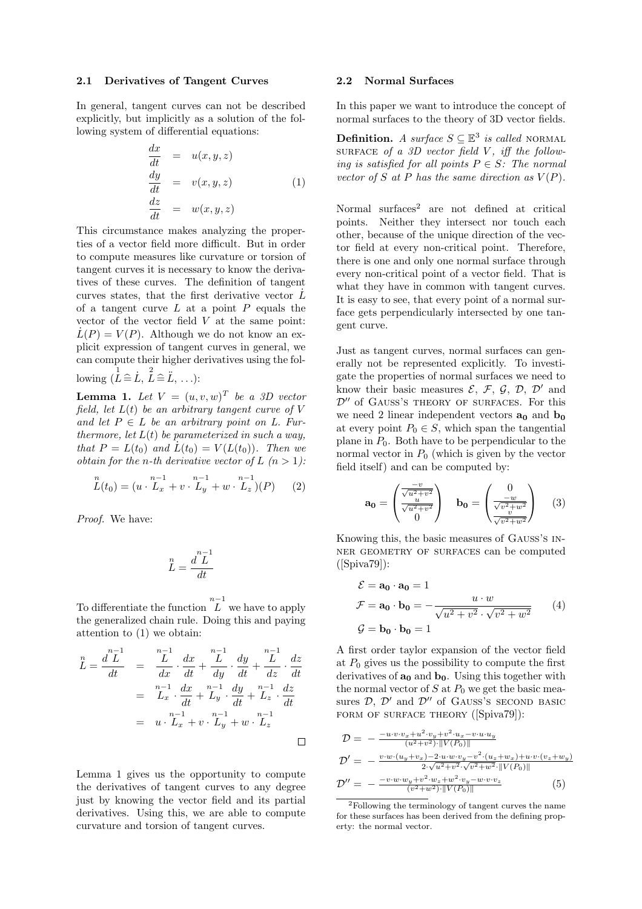### 2.1 Derivatives of Tangent Curves

In general, tangent curves can not be described explicitly, but implicitly as a solution of the following system of differential equations:

$$\begin{aligned}\frac{dx}{dt} &= u(x,y,z)\\ \frac{dy}{dt} &= v(x,y,z)\\ \frac{dz}{dt} &= w(x,y,z)\end{aligned} \tag{1}$$

This circumstance makes analyzing the properties of a vector field more difficult. But in order to compute measures like curvature or torsion of tangent curves it is necessary to know the derivatives of these curves. The definition of tangent curves states, that the first derivative vector $\dot{L}$ of a tangent curve $L$ at a point $P$ equals the vector of the vector field $V$ at the same point: $\dot{L}(P) = V(P)$. Although we do not know an explicit expression of tangent curves in general, we can compute their higher derivatives using the following ($\overset{1}{L} \mathrel{\widehat{=}} \dot{L}$, $\overset{2}{L} \mathrel{\widehat{=}} \ddot{L}$, ...):

**Lemma 1.** *Let $V = (u, v, w)^T$ be a 3D vector field, let $L(t)$ be an arbitrary tangent curve of $V$ and let $P \in L$ be an arbitrary point on $L$. Furthermore, let $L(t)$ be parameterized in such a way, that $P = L(t_0)$ and $\dot{L}(t_0) = V(L(t_0))$. Then we obtain for the n-th derivative vector of $L$ ($n > 1$):*

$$\overset{n}{L}(t_0) = (u \cdot \overset{n-1}{L_x} + v \cdot \overset{n-1}{L_y} + w \cdot \overset{n-1}{L_z})(P) \tag{2}$$

*Proof.* We have:

$$\overset{n}{L} = \frac{d\overset{n-1}{L}}{dt}$$

To differentiate the function $\overset{n-1}{L}$ we have to apply the generalized chain rule. Doing this and paying attention to (1) we obtain:

$$\begin{aligned}\overset{n}{L} = \frac{d\overset{n-1}{L}}{dt} &= \frac{\overset{n-1}{L}}{dx}\cdot\frac{dx}{dt} + \frac{\overset{n-1}{L}}{dy}\cdot\frac{dy}{dt} + \frac{\overset{n-1}{L}}{dz}\cdot\frac{dz}{dt}\\ &= \overset{n-1}{L_x}\cdot\frac{dx}{dt} + \overset{n-1}{L_y}\cdot\frac{dy}{dt} + \overset{n-1}{L_z}\cdot\frac{dz}{dt}\\ &= u\cdot\overset{n-1}{L_x} + v\cdot\overset{n-1}{L_y} + w\cdot\overset{n-1}{L_z}\end{aligned}$$

□

Lemma 1 gives us the opportunity to compute the derivatives of tangent curves to any degree just by knowing the vector field and its partial derivatives. Using this, we are able to compute curvature and torsion of tangent curves.

### 2.2 Normal Surfaces

In this paper we want to introduce the concept of normal surfaces to the theory of 3D vector fields.

**Definition.** *A surface $S \subseteq \mathbb{E}^3$ is called* NORMAL SURFACE *of a 3D vector field $V$, iff the following is satisfied for all points $P \in S$: The normal vector of $S$ at $P$ has the same direction as $V(P)$.*

Normal surfaces[2] are not defined at critical points. Neither they intersect nor touch each other, because of the unique direction of the vector field at every non-critical point. Therefore, there is one and only one normal surface through every non-critical point of a vector field. That is what they have in common with tangent curves. It is easy to see, that every point of a normal surface gets perpendicularly intersected by one tangent curve.

Just as tangent curves, normal surfaces can generally not be represented explicitly. To investigate the properties of normal surfaces we need to know their basic measures $\mathcal{E}$, $\mathcal{F}$, $\mathcal{G}$, $\mathcal{D}$, $\mathcal{D}'$ and $\mathcal{D}''$ of GAUSS'S THEORY OF SURFACES. For this we need 2 linear independent vectors $\mathbf{a_0}$ and $\mathbf{b_0}$ at every point $P_0 \in S$, which span the tangential plane in $P_0$. Both have to be perpendicular to the normal vector in $P_0$ (which is given by the vector field itself) and can be computed by:

$$\mathbf{a_0} = \begin{pmatrix}\frac{-v}{\sqrt{u^2+v^2}}\\ \frac{u}{\sqrt{u^2+v^2}}\\ 0\end{pmatrix} \quad \mathbf{b_0} = \begin{pmatrix}0\\ \frac{-w}{\sqrt{v^2+w^2}}\\ \frac{v}{\sqrt{v^2+w^2}}\end{pmatrix} \tag{3}$$

Knowing this, the basic measures of GAUSS'S INNER GEOMETRY OF SURFACES can be computed ([Spiva79]):

$$\begin{aligned}\mathcal{E} &= \mathbf{a_0}\cdot\mathbf{a_0} = 1\\ \mathcal{F} &= \mathbf{a_0}\cdot\mathbf{b_0} = -\frac{u\cdot w}{\sqrt{u^2+v^2}\cdot\sqrt{v^2+w^2}}\\ \mathcal{G} &= \mathbf{b_0}\cdot\mathbf{b_0} = 1\end{aligned} \tag{4}$$

A first order taylor expansion of the vector field at $P_0$ gives us the possibility to compute the first derivatives of $\mathbf{a_0}$ and $\mathbf{b_0}$. Using this together with the normal vector of $S$ at $P_0$ we get the basic measures $\mathcal{D}$, $\mathcal{D}'$ and $\mathcal{D}''$ of GAUSS'S SECOND BASIC FORM OF SURFACE THEORY ([Spiva79]):

$$\begin{aligned}\mathcal{D} &= -\frac{-u\cdot v\cdot v_x + u^2\cdot v_y + v^2\cdot u_x - v\cdot u\cdot u_y}{(u^2+v^2)\cdot\|V(P_0)\|}\\ \mathcal{D}' &= -\frac{v\cdot w\cdot(u_y+v_x) - 2\cdot u\cdot w\cdot v_y - v^2\cdot(u_z+w_x) + u\cdot v\cdot(v_z+w_y)}{2\cdot\sqrt{u^2+v^2}\cdot\sqrt{v^2+w^2}\cdot\|V(P_0)\|}\\ \mathcal{D}'' &= -\frac{-v\cdot w\cdot w_y + v^2\cdot w_z + w^2\cdot v_y - w\cdot v\cdot v_z}{(v^2+w^2)\cdot\|V(P_0)\|}\end{aligned} \tag{5}$$

[2] Following the terminology of tangent curves the name for these surfaces has been derived from the defining property: the normal vector.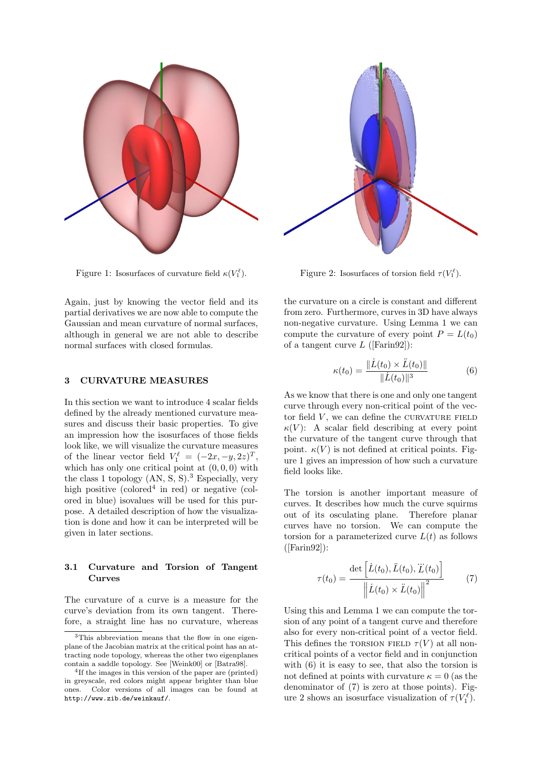Figure 1: Isosurfaces of curvature field $\kappa(V_1^\ell)$.

Figure 2: Isosurfaces of torsion field $\tau(V_1^\ell)$.

Again, just by knowing the vector field and its partial derivatives we are now able to compute the Gaussian and mean curvature of normal surfaces, although in general we are not able to describe normal surfaces with closed formulas.

## 3 CURVATURE MEASURES

In this section we want to introduce 4 scalar fields defined by the already mentioned curvature measures and discuss their basic properties. To give an impression how the isosurfaces of those fields look like, we will visualize the curvature measures of the linear vector field $V_1^\ell = (-2x, -y, 2z)^T$, which has only one critical point at $(0,0,0)$ with the class 1 topology (AN, S, S).[3] Especially, very high positive (colored[4] in red) or negative (colored in blue) isovalues will be used for this purpose. A detailed description of how the visualization is done and how it can be interpreted will be given in later sections.

### 3.1 Curvature and Torsion of Tangent Curves

The curvature of a curve is a measure for the curve's deviation from its own tangent. Therefore, a straight line has no curvature, whereas the curvature on a circle is constant and different from zero. Furthermore, curves in 3D have always non-negative curvature. Using Lemma 1 we can compute the curvature of every point $P = L(t_0)$ of a tangent curve $L$ ([Farin92]):

$$\kappa(t_0) = \frac{\|\dot{L}(t_0) \times \ddot{L}(t_0)\|}{\|\dot{L}(t_0)\|^3} \tag{6}$$

As we know that there is one and only one tangent curve through every non-critical point of the vector field $V$, we can define the CURVATURE FIELD $\kappa(V)$: A scalar field describing at every point the curvature of the tangent curve through that point. $\kappa(V)$ is not defined at critical points. Figure 1 gives an impression of how such a curvature field looks like.

The torsion is another important measure of curves. It describes how much the curve squirms out of its osculating plane. Therefore planar curves have no torsion. We can compute the torsion for a parameterized curve $L(t)$ as follows ([Farin92]):

$$\tau(t_0) = \frac{\det\left[\dot{L}(t_0), \ddot{L}(t_0), \dddot{L}(t_0)\right]}{\left\|\dot{L}(t_0) \times \ddot{L}(t_0)\right\|^2} \tag{7}$$

Using this and Lemma 1 we can compute the torsion of any point of a tangent curve and therefore also for every non-critical point of a vector field. This defines the TORSION FIELD $\tau(V)$ at all non-critical points of a vector field and in conjunction with (6) it is easy to see, that also the torsion is not defined at points with curvature $\kappa = 0$ (as the denominator of (7) is zero at those points). Figure 2 shows an isosurface visualization of $\tau(V_1^\ell)$.

---

[3] This abbreviation means that the flow in one eigenplane of the Jacobian matrix at the critical point has an attracting node topology, whereas the other two eigenplanes contain a saddle topology. See [Weink00] or [Batra98].

[4] If the images in this version of the paper are (printed) in greyscale, red colors might appear brighter than blue ones. Color versions of all images can be found at `http://www.zib.de/weinkauf/`.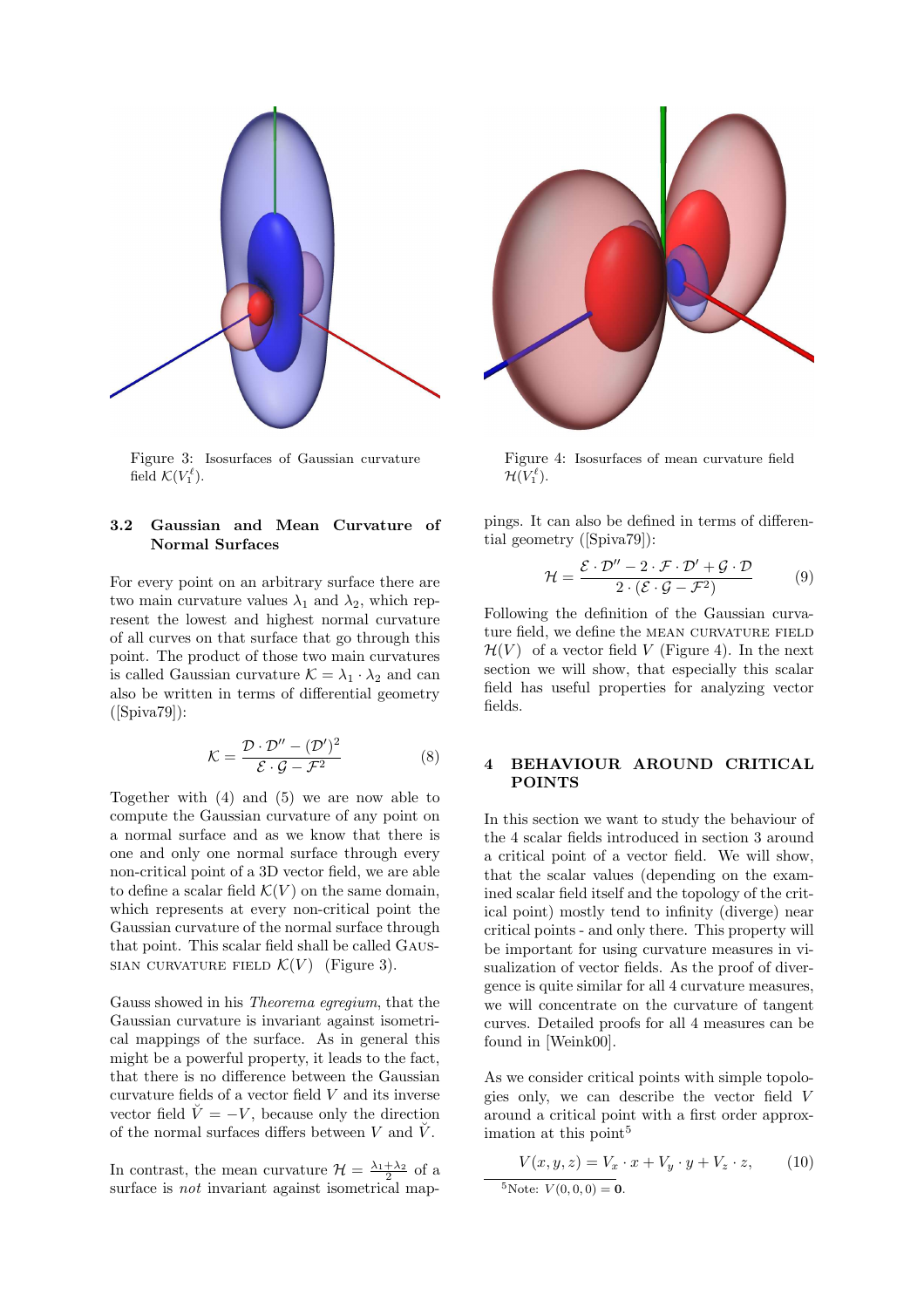Figure 3: Isosurfaces of Gaussian curvature field $\mathcal{K}(V_1^\ell)$.

Figure 4: Isosurfaces of mean curvature field $\mathcal{H}(V_1^\ell)$.

### 3.2 Gaussian and Mean Curvature of Normal Surfaces

For every point on an arbitrary surface there are two main curvature values $\lambda_1$ and $\lambda_2$, which represent the lowest and highest normal curvature of all curves on that surface that go through this point. The product of those two main curvatures is called Gaussian curvature $\mathcal{K} = \lambda_1 \cdot \lambda_2$ and can also be written in terms of differential geometry ([Spiva79]):

$$\mathcal{K} = \frac{\mathcal{D} \cdot \mathcal{D}'' - (\mathcal{D}')^2}{\mathcal{E} \cdot \mathcal{G} - \mathcal{F}^2} \tag{8}$$

Together with (4) and (5) we are now able to compute the Gaussian curvature of any point on a normal surface and as we know that there is one and only one normal surface through every non-critical point of a 3D vector field, we are able to define a scalar field $\mathcal{K}(V)$ on the same domain, which represents at every non-critical point the Gaussian curvature of the normal surface through that point. This scalar field shall be called GAUSSIAN CURVATURE FIELD $\mathcal{K}(V)$ (Figure 3).

Gauss showed in his *Theorema egregium*, that the Gaussian curvature is invariant against isometrical mappings of the surface. As in general this might be a powerful property, it leads to the fact, that there is no difference between the Gaussian curvature fields of a vector field $V$ and its inverse vector field $\check{V} = -V$, because only the direction of the normal surfaces differs between $V$ and $\check{V}$.

In contrast, the mean curvature $\mathcal{H} = \frac{\lambda_1 + \lambda_2}{2}$ of a surface is *not* invariant against isometrical mappings. It can also be defined in terms of differential geometry ([Spiva79]):

$$\mathcal{H} = \frac{\mathcal{E} \cdot \mathcal{D}'' - 2 \cdot \mathcal{F} \cdot \mathcal{D}' + \mathcal{G} \cdot \mathcal{D}}{2 \cdot (\mathcal{E} \cdot \mathcal{G} - \mathcal{F}^2)} \tag{9}$$

Following the definition of the Gaussian curvature field, we define the MEAN CURVATURE FIELD $\mathcal{H}(V)$ of a vector field $V$ (Figure 4). In the next section we will show, that especially this scalar field has useful properties for analyzing vector fields.

## 4 BEHAVIOUR AROUND CRITICAL POINTS

In this section we want to study the behaviour of the 4 scalar fields introduced in section 3 around a critical point of a vector field. We will show, that the scalar values (depending on the examined scalar field itself and the topology of the critical point) mostly tend to infinity (diverge) near critical points - and only there. This property will be important for using curvature measures in visualization of vector fields. As the proof of divergence is quite similar for all 4 curvature measures, we will concentrate on the curvature of tangent curves. Detailed proofs for all 4 measures can be found in [Weink00].

As we consider critical points with simple topologies only, we can describe the vector field $V$ around a critical point with a first order approximation at this point[5]

$$V(x, y, z) = V_x \cdot x + V_y \cdot y + V_z \cdot z, \tag{10}$$

[5] Note: $V(0, 0, 0) = \mathbf{0}$.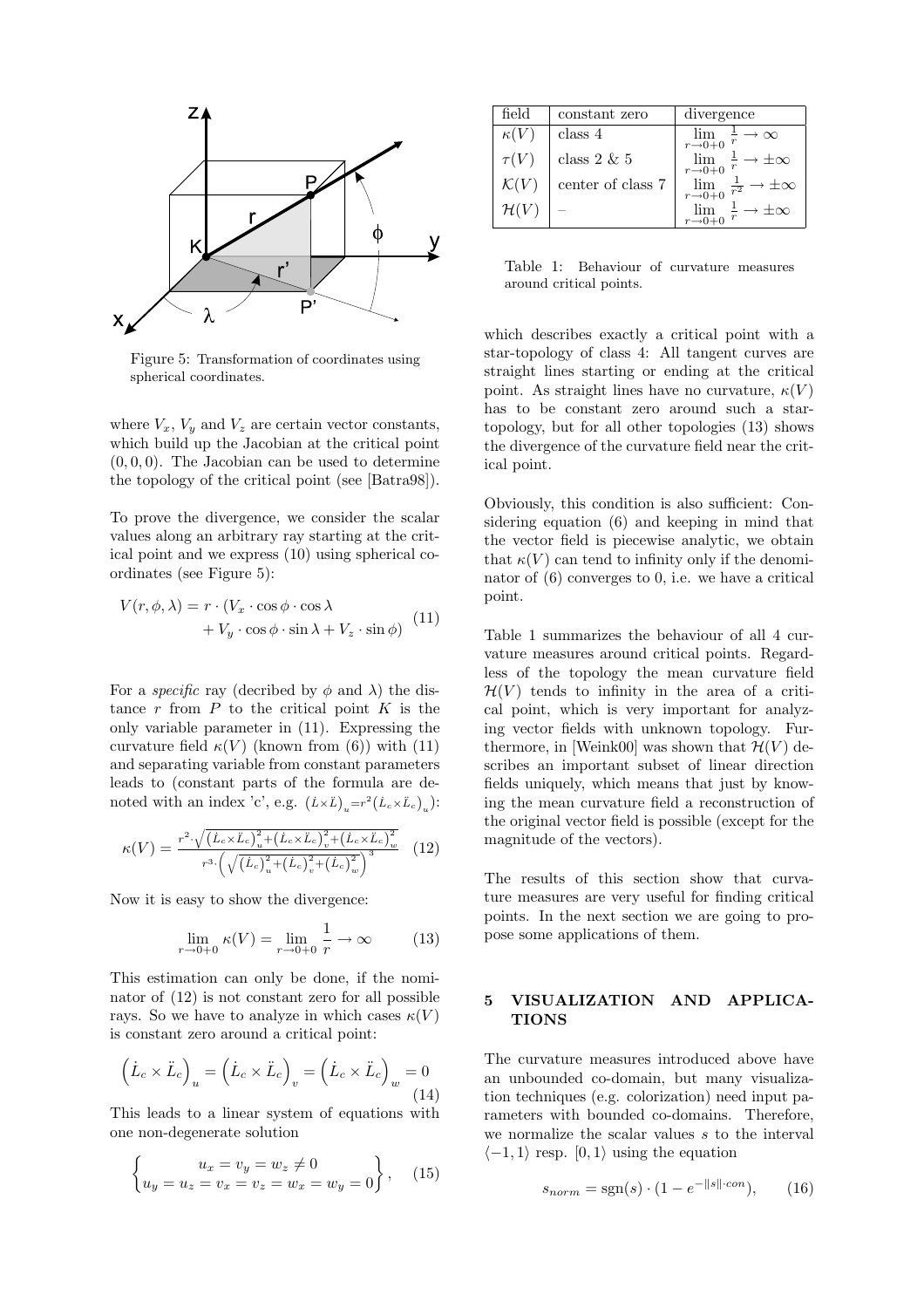Figure 5: Transformation of coordinates using spherical coordinates.

where $V_x$, $V_y$ and $V_z$ are certain vector constants, which build up the Jacobian at the critical point $(0, 0, 0)$. The Jacobian can be used to determine the topology of the critical point (see [Batra98]).

To prove the divergence, we consider the scalar values along an arbitrary ray starting at the critical point and we express (10) using spherical coordinates (see Figure 5):

$$V(r, \phi, \lambda) = r \cdot (V_x \cdot \cos\phi \cdot \cos\lambda + V_y \cdot \cos\phi \cdot \sin\lambda + V_z \cdot \sin\phi) \quad (11)$$

For a *specific* ray (decribed by $\phi$ and $\lambda$) the distance $r$ from $P$ to the critical point $K$ is the only variable parameter in (11). Expressing the curvature field $\kappa(V)$ (known from (6)) with (11) and separating variable from constant parameters leads to (constant parts of the formula are denoted with an index 'c', e.g. $(\dot{L}\times\ddot{L})_u = r^2(\dot{L}_c\times\ddot{L}_c)_u$):

$$\kappa(V) = \frac{r^2 \cdot \sqrt{\left(\dot{L}_c\times\ddot{L}_c\right)_u^2 + \left(\dot{L}_c\times\ddot{L}_c\right)_v^2 + \left(\dot{L}_c\times\ddot{L}_c\right)_w^2}}{r^3 \cdot \left(\sqrt{\left(\dot{L}_c\right)_u^2 + \left(\dot{L}_c\right)_v^2 + \left(\dot{L}_c\right)_w^2}\right)^3} \quad (12)$$

Now it is easy to show the divergence:

$$\lim_{r\to 0+0} \kappa(V) = \lim_{r\to 0+0} \frac{1}{r} \to \infty \quad (13)$$

This estimation can only be done, if the nominator of (12) is not constant zero for all possible rays. So we have to analyze in which cases $\kappa(V)$ is constant zero around a critical point:

$$\left(\dot{L}_c \times \ddot{L}_c\right)_u = \left(\dot{L}_c \times \ddot{L}_c\right)_v = \left(\dot{L}_c \times \ddot{L}_c\right)_w = 0 \quad (14)$$

This leads to a linear system of equations with one non-degenerate solution

$$\left\{ \begin{matrix} u_x = v_y = w_z \neq 0 \\ u_y = u_z = v_x = v_z = w_x = w_y = 0 \end{matrix} \right\}, \quad (15)$$

| field | constant zero | divergence |
|---|---|---|
| $\kappa(V)$ | class 4 | $\lim_{r\to 0+0} \frac{1}{r} \to \infty$ |
| $\tau(V)$ | class 2 & 5 | $\lim_{r\to 0+0} \frac{1}{r} \to \pm\infty$ |
| $\mathcal{K}(V)$ | center of class 7 | $\lim_{r\to 0+0} \frac{1}{r^2} \to \pm\infty$ |
| $\mathcal{H}(V)$ | – | $\lim_{r\to 0+0} \frac{1}{r} \to \pm\infty$ |

Table 1: Behaviour of curvature measures around critical points.

which describes exactly a critical point with a star-topology of class 4: All tangent curves are straight lines starting or ending at the critical point. As straight lines have no curvature, $\kappa(V)$ has to be constant zero around such a star-topology, but for all other topologies (13) shows the divergence of the curvature field near the critical point.

Obviously, this condition is also sufficient: Considering equation (6) and keeping in mind that the vector field is piecewise analytic, we obtain that $\kappa(V)$ can tend to infinity only if the denominator of (6) converges to 0, i.e. we have a critical point.

Table 1 summarizes the behaviour of all 4 curvature measures around critical points. Regardless of the topology the mean curvature field $\mathcal{H}(V)$ tends to infinity in the area of a critical point, which is very important for analyzing vector fields with unknown topology. Furthermore, in [Weink00] was shown that $\mathcal{H}(V)$ describes an important subset of linear direction fields uniquely, which means that just by knowing the mean curvature field a reconstruction of the original vector field is possible (except for the magnitude of the vectors).

The results of this section show that curvature measures are very useful for finding critical points. In the next section we are going to propose some applications of them.

## 5 VISUALIZATION AND APPLICATIONS

The curvature measures introduced above have an unbounded co-domain, but many visualization techniques (e.g. colorization) need input parameters with bounded co-domains. Therefore, we normalize the scalar values $s$ to the interval $\langle -1, 1\rangle$ resp. $[0, 1\rangle$ using the equation

$$s_{norm} = \mathrm{sgn}(s) \cdot (1 - e^{-\|s\| \cdot con}), \quad (16)$$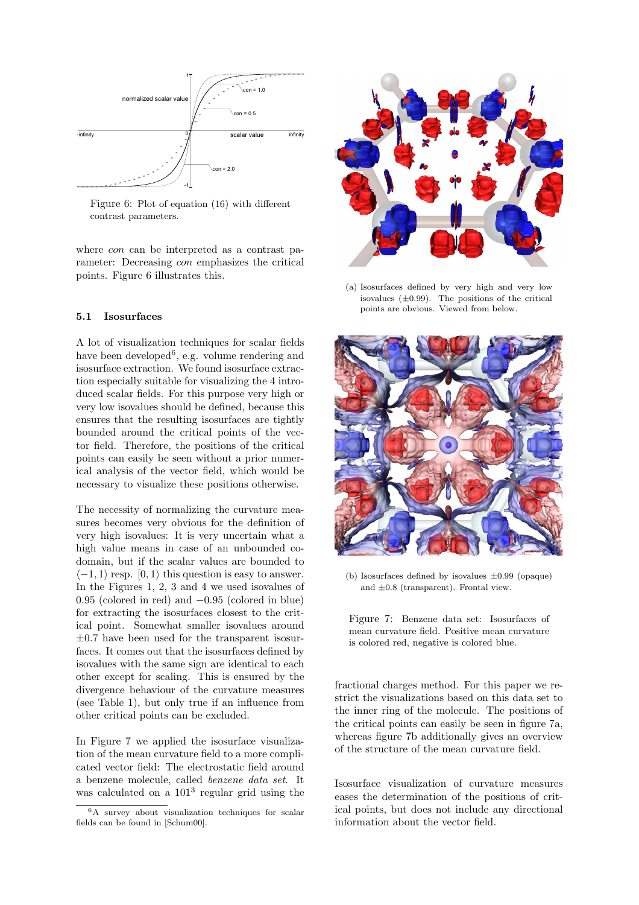Figure 6: Plot of equation (16) with different contrast parameters.

where *con* can be interpreted as a contrast parameter: Decreasing *con* emphasizes the critical points. Figure 6 illustrates this.

### 5.1 Isosurfaces

A lot of visualization techniques for scalar fields have been developed[6], e.g. volume rendering and isosurface extraction. We found isosurface extraction especially suitable for visualizing the 4 introduced scalar fields. For this purpose very high or very low isovalues should be defined, because this ensures that the resulting isosurfaces are tightly bounded around the critical points of the vector field. Therefore, the positions of the critical points can easily be seen without a prior numerical analysis of the vector field, which would be necessary to visualize these positions otherwise.

The necessity of normalizing the curvature measures becomes very obvious for the definition of very high isovalues: It is very uncertain what a high value means in case of an unbounded codomain, but if the scalar values are bounded to $\langle -1, 1 \rangle$ resp. $[0, 1 \rangle$ this question is easy to answer. In the Figures 1, 2, 3 and 4 we used isovalues of 0.95 (colored in red) and $-0.95$ (colored in blue) for extracting the isosurfaces closest to the critical point. Somewhat smaller isovalues around $\pm 0.7$ have been used for the transparent isosurfaces. It comes out that the isosurfaces defined by isovalues with the same sign are identical to each other except for scaling. This is ensured by the divergence behaviour of the curvature measures (see Table 1), but only true if an influence from other critical points can be excluded.

In Figure 7 we applied the isosurface visualization of the mean curvature field to a more complicated vector field: The electrostatic field around a benzene molecule, called *benzene data set*. It was calculated on a $101^3$ regular grid using the fractional charges method. For this paper we restrict the visualizations based on this data set to the inner ring of the molecule. The positions of the critical points can easily be seen in figure 7a, whereas figure 7b additionally gives an overview of the structure of the mean curvature field.

Isosurface visualization of curvature measures eases the determination of the positions of critical points, but does not include any directional information about the vector field.

(a) Isosurfaces defined by very high and very low isovalues ($\pm 0.99$). The positions of the critical points are obvious. Viewed from below.

(b) Isosurfaces defined by isovalues $\pm 0.99$ (opaque) and $\pm 0.8$ (transparent). Frontal view.

Figure 7: Benzene data set: Isosurfaces of mean curvature field. Positive mean curvature is colored red, negative is colored blue.

[6] A survey about visualization techniques for scalar fields can be found in [Schum00].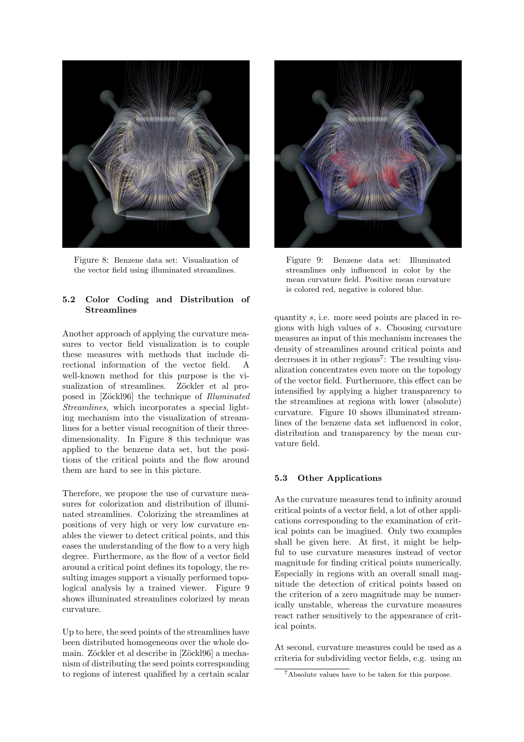Figure 8: Benzene data set: Visualization of the vector field using illuminated streamlines.

Figure 9: Benzene data set: Illuminated streamlines only influenced in color by the mean curvature field. Positive mean curvature is colored red, negative is colored blue.

### 5.2 Color Coding and Distribution of Streamlines

Another approach of applying the curvature measures to vector field visualization is to couple these measures with methods that include directional information of the vector field. A well-known method for this purpose is the visualization of streamlines. Zöckler et al proposed in [Zöckl96] the technique of *Illuminated Streamlines*, which incorporates a special lighting mechanism into the visualization of streamlines for a better visual recognition of their three-dimensionality. In Figure 8 this technique was applied to the benzene data set, but the positions of the critical points and the flow around them are hard to see in this picture.

Therefore, we propose the use of curvature measures for colorization and distribution of illuminated streamlines. Colorizing the streamlines at positions of very high or very low curvature enables the viewer to detect critical points, and this eases the understanding of the flow to a very high degree. Furthermore, as the flow of a vector field around a critical point defines its topology, the resulting images support a visually performed topological analysis by a trained viewer. Figure 9 shows illuminated streamlines colorized by mean curvature.

Up to here, the seed points of the streamlines have been distributed homogeneous over the whole domain. Zöckler et al describe in [Zöckl96] a mechanism of distributing the seed points corresponding to regions of interest qualified by a certain scalar quantity $s$, i.e. more seed points are placed in regions with high values of $s$. Choosing curvature measures as input of this mechanism increases the density of streamlines around critical points and decreases it in other regions[7]: The resulting visualization concentrates even more on the topology of the vector field. Furthermore, this effect can be intensified by applying a higher transparency to the streamlines at regions with lower (absolute) curvature. Figure 10 shows illuminated streamlines of the benzene data set influenced in color, distribution and transparency by the mean curvature field.

### 5.3 Other Applications

As the curvature measures tend to infinity around critical points of a vector field, a lot of other applications corresponding to the examination of critical points can be imagined. Only two examples shall be given here. At first, it might be helpful to use curvature measures instead of vector magnitude for finding critical points numerically. Especially in regions with an overall small magnitude the detection of critical points based on the criterion of a zero magnitude may be numerically unstable, whereas the curvature measures react rather sensitively to the appearance of critical points.

At second, curvature measures could be used as a criteria for subdividing vector fields, e.g. using an

[7] Absolute values have to be taken for this purpose.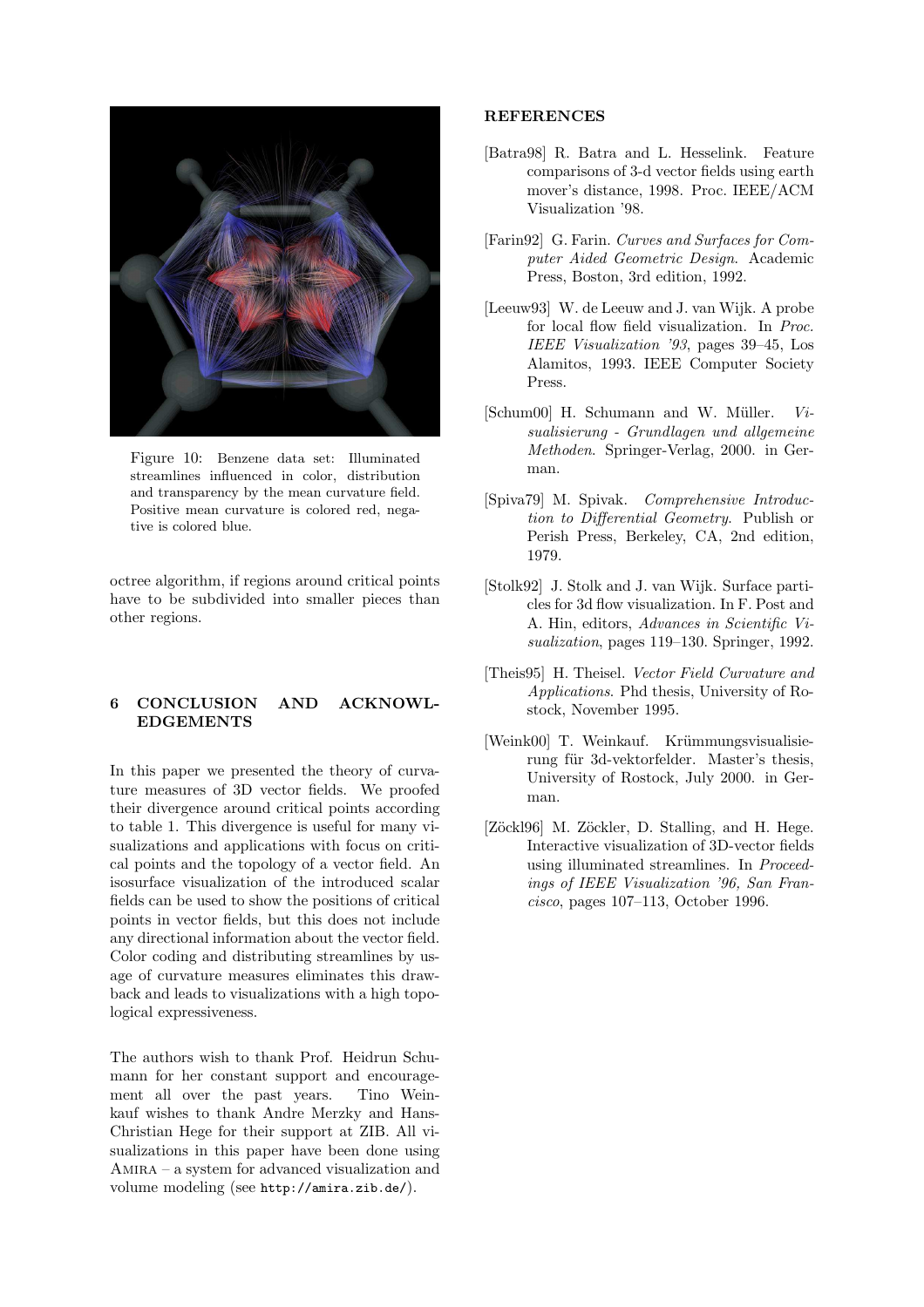Figure 10: Benzene data set: Illuminated streamlines influenced in color, distribution and transparency by the mean curvature field. Positive mean curvature is colored red, negative is colored blue.

octree algorithm, if regions around critical points have to be subdivided into smaller pieces than other regions.

## 6 CONCLUSION AND ACKNOWLEDGEMENTS

In this paper we presented the theory of curvature measures of 3D vector fields. We proofed their divergence around critical points according to table 1. This divergence is useful for many visualizations and applications with focus on critical points and the topology of a vector field. An isosurface visualization of the introduced scalar fields can be used to show the positions of critical points in vector fields, but this does not include any directional information about the vector field. Color coding and distributing streamlines by usage of curvature measures eliminates this drawback and leads to visualizations with a high topological expressiveness.

The authors wish to thank Prof. Heidrun Schumann for her constant support and encouragement all over the past years. Tino Weinkauf wishes to thank Andre Merzky and Hans-Christian Hege for their support at ZIB. All visualizations in this paper have been done using Amira – a system for advanced visualization and volume modeling (see `http://amira.zib.de/`).

## REFERENCES

[Batra98] R. Batra and L. Hesselink. Feature comparisons of 3-d vector fields using earth mover's distance, 1998. Proc. IEEE/ACM Visualization '98.

[Farin92] G. Farin. *Curves and Surfaces for Computer Aided Geometric Design*. Academic Press, Boston, 3rd edition, 1992.

[Leeuw93] W. de Leeuw and J. van Wijk. A probe for local flow field visualization. In *Proc. IEEE Visualization '93*, pages 39–45, Los Alamitos, 1993. IEEE Computer Society Press.

[Schum00] H. Schumann and W. Müller. *Visualisierung - Grundlagen und allgemeine Methoden*. Springer-Verlag, 2000. in German.

[Spiva79] M. Spivak. *Comprehensive Introduction to Differential Geometry*. Publish or Perish Press, Berkeley, CA, 2nd edition, 1979.

[Stolk92] J. Stolk and J. van Wijk. Surface particles for 3d flow visualization. In F. Post and A. Hin, editors, *Advances in Scientific Visualization*, pages 119–130. Springer, 1992.

[Theis95] H. Theisel. *Vector Field Curvature and Applications*. Phd thesis, University of Rostock, November 1995.

[Weink00] T. Weinkauf. Krümmungsvisualisierung für 3d-vektorfelder. Master's thesis, University of Rostock, July 2000. in German.

[Zöckl96] M. Zöckler, D. Stalling, and H. Hege. Interactive visualization of 3D-vector fields using illuminated streamlines. In *Proceedings of IEEE Visualization '96, San Francisco*, pages 107–113, October 1996.